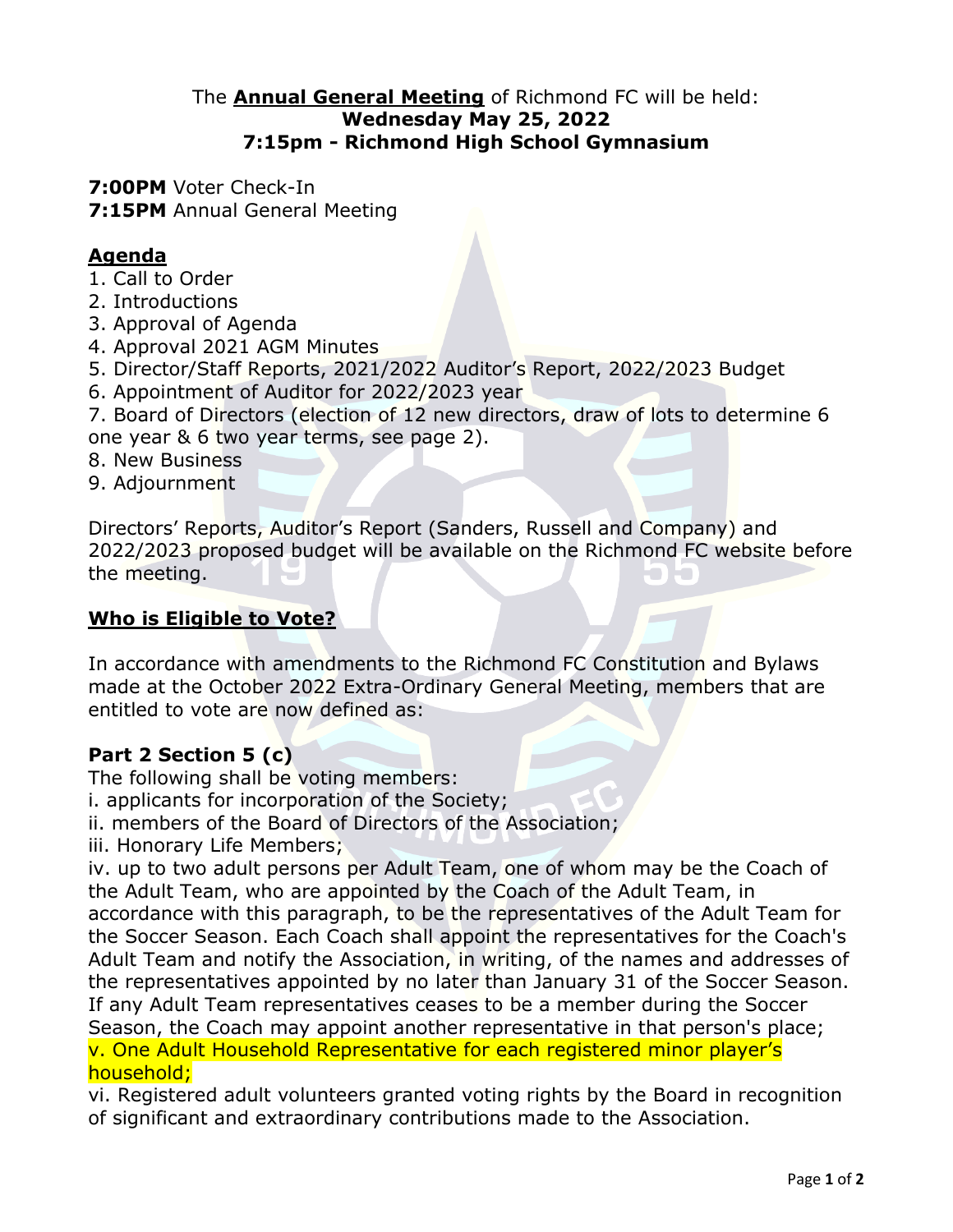The **Annual General Meeting** of Richmond FC will be held:
**Wednesday May 25, 2022**
**7:15pm - Richmond High School Gymnasium**

**7:00PM** Voter Check-In
**7:15PM** Annual General Meeting

## Agenda

1. Call to Order
2. Introductions
3. Approval of Agenda
4. Approval 2021 AGM Minutes
5. Director/Staff Reports, 2021/2022 Auditor's Report, 2022/2023 Budget
6. Appointment of Auditor for 2022/2023 year
7. Board of Directors (election of 12 new directors, draw of lots to determine 6 one year & 6 two year terms, see page 2).
8. New Business
9. Adjournment

Directors' Reports, Auditor's Report (Sanders, Russell and Company) and 2022/2023 proposed budget will be available on the Richmond FC website before the meeting.

## Who is Eligible to Vote?

In accordance with amendments to the Richmond FC Constitution and Bylaws made at the October 2022 Extra-Ordinary General Meeting, members that are entitled to vote are now defined as:

### Part 2 Section 5 (c)

The following shall be voting members:

i. applicants for incorporation of the Society;
ii. members of the Board of Directors of the Association;
iii. Honorary Life Members;
iv. up to two adult persons per Adult Team, one of whom may be the Coach of the Adult Team, who are appointed by the Coach of the Adult Team, in accordance with this paragraph, to be the representatives of the Adult Team for the Soccer Season. Each Coach shall appoint the representatives for the Coach's Adult Team and notify the Association, in writing, of the names and addresses of the representatives appointed by no later than January 31 of the Soccer Season. If any Adult Team representatives ceases to be a member during the Soccer Season, the Coach may appoint another representative in that person's place;
v. One Adult Household Representative for each registered minor player's household;
vi. Registered adult volunteers granted voting rights by the Board in recognition of significant and extraordinary contributions made to the Association.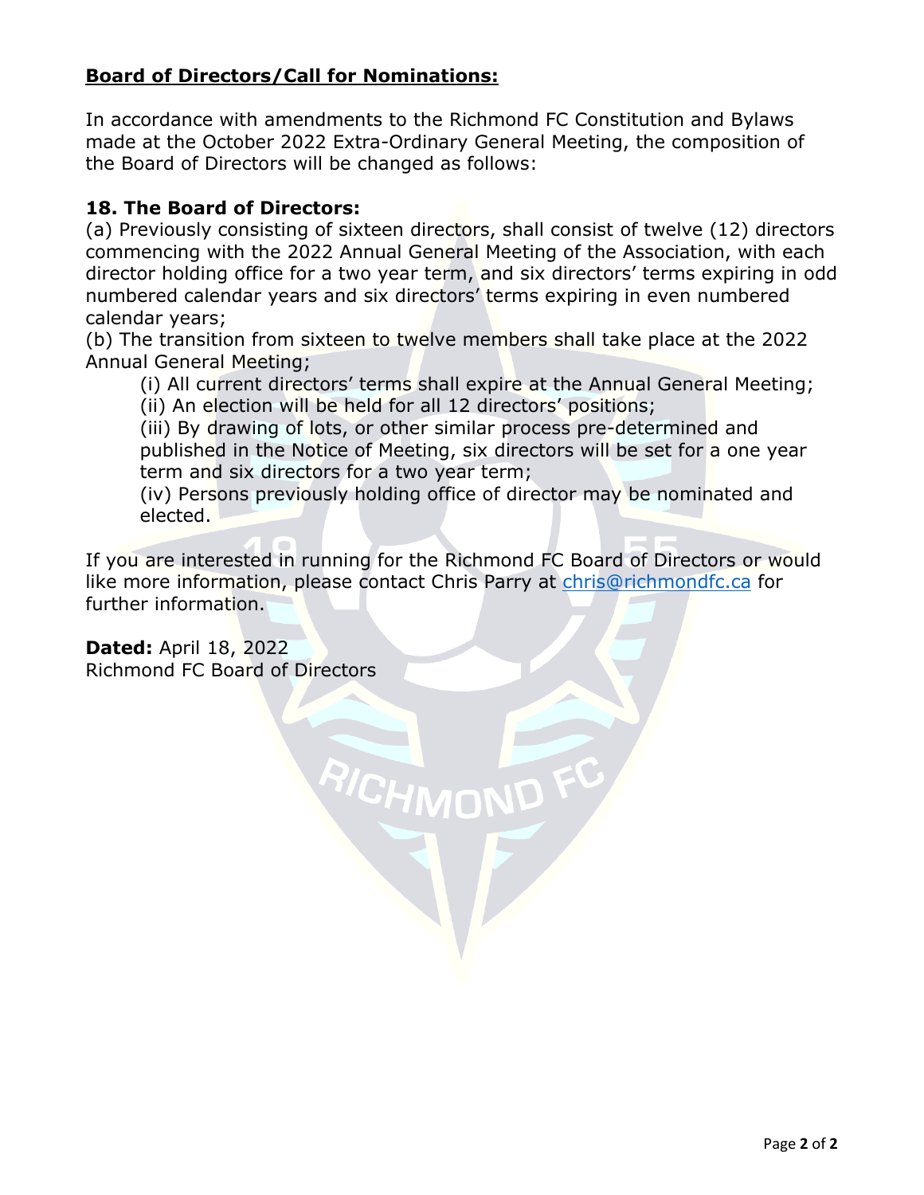**<u>Board of Directors/Call for Nominations:</u>**

In accordance with amendments to the Richmond FC Constitution and Bylaws made at the October 2022 Extra-Ordinary General Meeting, the composition of the Board of Directors will be changed as follows:

**18. The Board of Directors:**

(a) Previously consisting of sixteen directors, shall consist of twelve (12) directors commencing with the 2022 Annual General Meeting of the Association, with each director holding office for a two year term, and six directors' terms expiring in odd numbered calendar years and six directors' terms expiring in even numbered calendar years;

(b) The transition from sixteen to twelve members shall take place at the 2022 Annual General Meeting;

- (i) All current directors' terms shall expire at the Annual General Meeting;
- (ii) An election will be held for all 12 directors' positions;
- (iii) By drawing of lots, or other similar process pre-determined and published in the Notice of Meeting, six directors will be set for a one year term and six directors for a two year term;
- (iv) Persons previously holding office of director may be nominated and elected.

If you are interested in running for the Richmond FC Board of Directors or would like more information, please contact Chris Parry at chris@richmondfc.ca for further information.

**Dated:** April 18, 2022
Richmond FC Board of Directors